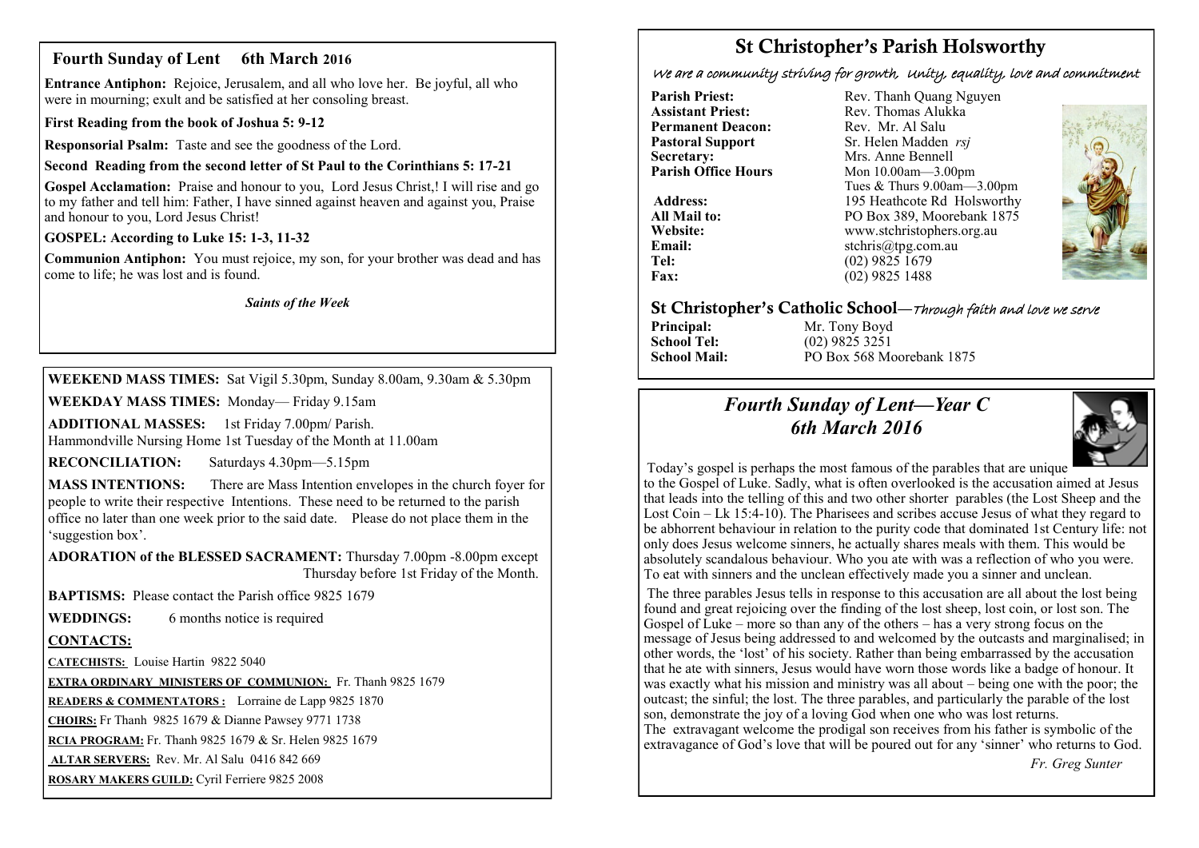## Fourth Sunday of Lent 6th March 2016

**Entrance Antiphon:** Rejoice, Jerusalem, and all who love her. Be joyful, all who were in mourning; exult and be satisfied at her consoling breast.

**First Reading from the book of Joshua 5: 9-12**

**Responsorial Psalm:** Taste and see the goodness of the Lord.

**Second Reading from the second letter of St Paul to the Corinthians 5: 17-21**

**Gospel Acclamation:** Praise and honour to you, Lord Jesus Christ,! I will rise and go to my father and tell him: Father, I have sinned against heaven and against you, Praise and honour to you, Lord Jesus Christ!

**GOSPEL: According to Luke 15: 1-3, 11-32**

**Communion Antiphon:** You must rejoice, my son, for your brother was dead and has come to life; he was lost and is found.

***Saints of the Week***

**WEEKEND MASS TIMES:** Sat Vigil 5.30pm, Sunday 8.00am, 9.30am & 5.30pm

**WEEKDAY MASS TIMES:** Monday— Friday 9.15am

**ADDITIONAL MASSES:** 1st Friday 7.00pm/ Parish.
Hammondville Nursing Home 1st Tuesday of the Month at 11.00am

**RECONCILIATION:** Saturdays 4.30pm—5.15pm

**MASS INTENTIONS:** There are Mass Intention envelopes in the church foyer for people to write their respective Intentions. These need to be returned to the parish office no later than one week prior to the said date. Please do not place them in the 'suggestion box'.

**ADORATION of the BLESSED SACRAMENT:** Thursday 7.00pm -8.00pm except Thursday before 1st Friday of the Month.

**BAPTISMS:** Please contact the Parish office 9825 1679

**WEDDINGS:** 6 months notice is required

**CONTACTS:**

**CATECHISTS:** Louise Hartin 9822 5040

**EXTRA ORDINARY MINISTERS OF COMMUNION:** Fr. Thanh 9825 1679

**READERS & COMMENTATORS :** Lorraine de Lapp 9825 1870

**CHOIRS:** Fr Thanh 9825 1679 & Dianne Pawsey 9771 1738

**RCIA PROGRAM:** Fr. Thanh 9825 1679 & Sr. Helen 9825 1679

**ALTAR SERVERS:** Rev. Mr. Al Salu 0416 842 669

**ROSARY MAKERS GUILD:** Cyril Ferriere 9825 2008

# St Christopher's Parish Holsworthy

*We are a community striving for growth, Unity, equality, love and commitment*

**Parish Priest:** Rev. Thanh Quang Nguyen
**Assistant Priest:** Rev. Thomas Alukka
**Permanent Deacon:** Rev. Mr. Al Salu
**Pastoral Support** Sr. Helen Madden *rsj*
**Secretary:** Mrs. Anne Bennell
**Parish Office Hours** Mon 10.00am—3.00pm
Tues & Thurs 9.00am—3.00pm
**Address:** 195 Heathcote Rd Holsworthy
**All Mail to:** PO Box 389, Moorebank 1875
**Website:** www.stchristophers.org.au
**Email:** stchris@tpg.com.au
**Tel:** (02) 9825 1679
**Fax:** (02) 9825 1488

## St Christopher's Catholic School—*Through faith and love we serve*

**Principal:** Mr. Tony Boyd
**School Tel:** (02) 9825 3251
**School Mail:** PO Box 568 Moorebank 1875

## *Fourth Sunday of Lent—Year C*
## *6th March 2016*

Today's gospel is perhaps the most famous of the parables that are unique to the Gospel of Luke. Sadly, what is often overlooked is the accusation aimed at Jesus that leads into the telling of this and two other shorter parables (the Lost Sheep and the Lost Coin – Lk 15:4-10). The Pharisees and scribes accuse Jesus of what they regard to be abhorrent behaviour in relation to the purity code that dominated 1st Century life: not only does Jesus welcome sinners, he actually shares meals with them. This would be absolutely scandalous behaviour. Who you ate with was a reflection of who you were. To eat with sinners and the unclean effectively made you a sinner and unclean.

The three parables Jesus tells in response to this accusation are all about the lost being found and great rejoicing over the finding of the lost sheep, lost coin, or lost son. The Gospel of Luke – more so than any of the others – has a very strong focus on the message of Jesus being addressed to and welcomed by the outcasts and marginalised; in other words, the 'lost' of his society. Rather than being embarrassed by the accusation that he ate with sinners, Jesus would have worn those words like a badge of honour. It was exactly what his mission and ministry was all about – being one with the poor; the outcast; the sinful; the lost. The three parables, and particularly the parable of the lost son, demonstrate the joy of a loving God when one who was lost returns.
The extravagant welcome the prodigal son receives from his father is symbolic of the extravagance of God's love that will be poured out for any 'sinner' who returns to God.

*Fr. Greg Sunter*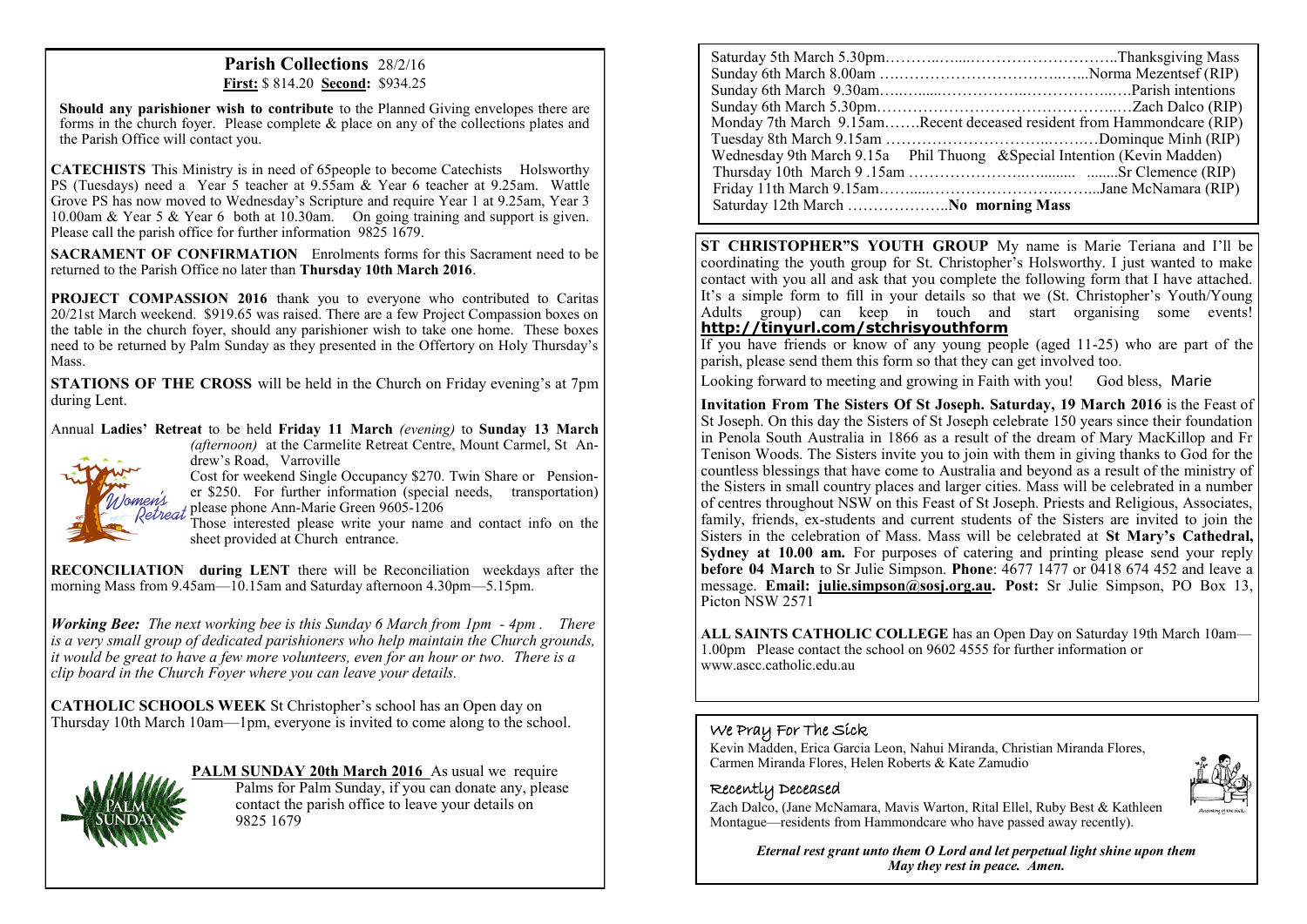## Parish Collections 28/2/16

**First:** $ 814.20 **Second:** $934.25

**Should any parishioner wish to contribute** to the Planned Giving envelopes there are forms in the church foyer. Please complete & place on any of the collections plates and the Parish Office will contact you.

**CATECHISTS** This Ministry is in need of 65people to become Catechists Holsworthy PS (Tuesdays) need a Year 5 teacher at 9.55am & Year 6 teacher at 9.25am. Wattle Grove PS has now moved to Wednesday's Scripture and require Year 1 at 9.25am, Year 3 10.00am & Year 5 & Year 6 both at 10.30am. On going training and support is given. Please call the parish office for further information 9825 1679.

**SACRAMENT OF CONFIRMATION** Enrolments forms for this Sacrament need to be returned to the Parish Office no later than **Thursday 10th March 2016**.

**PROJECT COMPASSION 2016** thank you to everyone who contributed to Caritas 20/21st March weekend. $919.65 was raised. There are a few Project Compassion boxes on the table in the church foyer, should any parishioner wish to take one home. These boxes need to be returned by Palm Sunday as they presented in the Offertory on Holy Thursday's Mass.

**STATIONS OF THE CROSS** will be held in the Church on Friday evening's at 7pm during Lent.

Annual **Ladies' Retreat** to be held **Friday 11 March** *(evening)* to **Sunday 13 March** *(afternoon)* at the Carmelite Retreat Centre, Mount Carmel, St Andrew's Road, Varroville

Cost for weekend Single Occupancy $270. Twin Share or Pensioner $250. For further information (special needs, transportation) please phone Ann-Marie Green 9605-1206

Those interested please write your name and contact info on the sheet provided at Church entrance.

**RECONCILIATION during LENT** there will be Reconciliation weekdays after the morning Mass from 9.45am—10.15am and Saturday afternoon 4.30pm—5.15pm.

***Working Bee:*** *The next working bee is this Sunday 6 March from 1pm - 4pm . There is a very small group of dedicated parishioners who help maintain the Church grounds, it would be great to have a few more volunteers, even for an hour or two. There is a clip board in the Church Foyer where you can leave your details.*

**CATHOLIC SCHOOLS WEEK** St Christopher's school has an Open day on Thursday 10th March 10am—1pm, everyone is invited to come along to the school.

**PALM SUNDAY 20th March 2016** As usual we require Palms for Palm Sunday, if you can donate any, please contact the parish office to leave your details on 9825 1679

Saturday 5th March 5.30pm……………………………………..Thanksgiving Mass
Sunday 6th March 8.00am ……………………………………...Norma Mezentsef (RIP)
Sunday 6th March 9.30am………………………………………….Parish intentions
Sunday 6th March 5.30pm……………………………………………Zach Dalco (RIP)
Monday 7th March 9.15am…….Recent deceased resident from Hammondcare (RIP)
Tuesday 8th March 9.15am ……………………………………Dominque Minh (RIP)
Wednesday 9th March 9.15a Phil Thuong &Special Intention (Kevin Madden)
Thursday 10th March 9 .15am ………………………….. ........Sr Clemence (RIP)
Friday 11th March 9.15am………………………………………..Jane McNamara (RIP)
Saturday 12th March ………………..**No morning Mass**

**ST CHRISTOPHER"S YOUTH GROUP** My name is Marie Teriana and I'll be coordinating the youth group for St. Christopher's Holsworthy. I just wanted to make contact with you all and ask that you complete the following form that I have attached. It's a simple form to fill in your details so that we (St. Christopher's Youth/Young Adults group) can keep in touch and start organising some events!
**http://tinyurl.com/stchrisyouthform**

If you have friends or know of any young people (aged 11-25) who are part of the parish, please send them this form so that they can get involved too.

Looking forward to meeting and growing in Faith with you! God bless, Marie

**Invitation From The Sisters Of St Joseph. Saturday, 19 March 2016** is the Feast of St Joseph. On this day the Sisters of St Joseph celebrate 150 years since their foundation in Penola South Australia in 1866 as a result of the dream of Mary MacKillop and Fr Tenison Woods. The Sisters invite you to join with them in giving thanks to God for the countless blessings that have come to Australia and beyond as a result of the ministry of the Sisters in small country places and larger cities. Mass will be celebrated in a number of centres throughout NSW on this Feast of St Joseph. Priests and Religious, Associates, family, friends, ex-students and current students of the Sisters are invited to join the Sisters in the celebration of Mass. Mass will be celebrated at **St Mary's Cathedral, Sydney at 10.00 am.** For purposes of catering and printing please send your reply **before 04 March** to Sr Julie Simpson. **Phone**: 4677 1477 or 0418 674 452 and leave a message. **Email: julie.simpson@sosj.org.au. Post:** Sr Julie Simpson, PO Box 13, Picton NSW 2571

**ALL SAINTS CATHOLIC COLLEGE** has an Open Day on Saturday 19th March 10am—1.00pm Please contact the school on 9602 4555 for further information or www.ascc.catholic.edu.au

### We Pray For The Sick

Kevin Madden, Erica Garcia Leon, Nahui Miranda, Christian Miranda Flores, Carmen Miranda Flores, Helen Roberts & Kate Zamudio

### Recently Deceased

Zach Dalco, (Jane McNamara, Mavis Warton, Rital Ellel, Ruby Best & Kathleen Montague—residents from Hammondcare who have passed away recently).

***Eternal rest grant unto them O Lord and let perpetual light shine upon them May they rest in peace. Amen.***